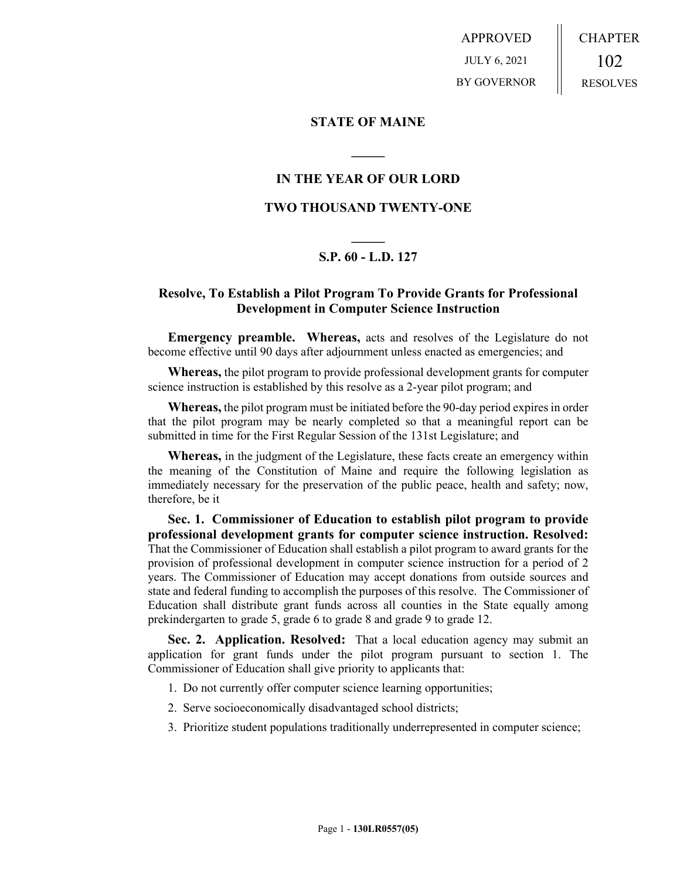APPROVED

JULY 6, 2021

BY GOVERNOR

CHAPTER

102

RESOLVES

## STATE OF MAINE

## IN THE YEAR OF OUR LORD

## TWO THOUSAND TWENTY-ONE

## S.P. 60 - L.D. 127

### Resolve, To Establish a Pilot Program To Provide Grants for Professional Development in Computer Science Instruction

**Emergency preamble. Whereas,** acts and resolves of the Legislature do not become effective until 90 days after adjournment unless enacted as emergencies; and

**Whereas,** the pilot program to provide professional development grants for computer science instruction is established by this resolve as a 2-year pilot program; and

**Whereas,** the pilot program must be initiated before the 90-day period expires in order that the pilot program may be nearly completed so that a meaningful report can be submitted in time for the First Regular Session of the 131st Legislature; and

**Whereas,** in the judgment of the Legislature, these facts create an emergency within the meaning of the Constitution of Maine and require the following legislation as immediately necessary for the preservation of the public peace, health and safety; now, therefore, be it

**Sec. 1. Commissioner of Education to establish pilot program to provide professional development grants for computer science instruction. Resolved:** That the Commissioner of Education shall establish a pilot program to award grants for the provision of professional development in computer science instruction for a period of 2 years. The Commissioner of Education may accept donations from outside sources and state and federal funding to accomplish the purposes of this resolve. The Commissioner of Education shall distribute grant funds across all counties in the State equally among prekindergarten to grade 5, grade 6 to grade 8 and grade 9 to grade 12.

**Sec. 2. Application. Resolved:** That a local education agency may submit an application for grant funds under the pilot program pursuant to section 1. The Commissioner of Education shall give priority to applicants that:

1. Do not currently offer computer science learning opportunities;
2. Serve socioeconomically disadvantaged school districts;
3. Prioritize student populations traditionally underrepresented in computer science;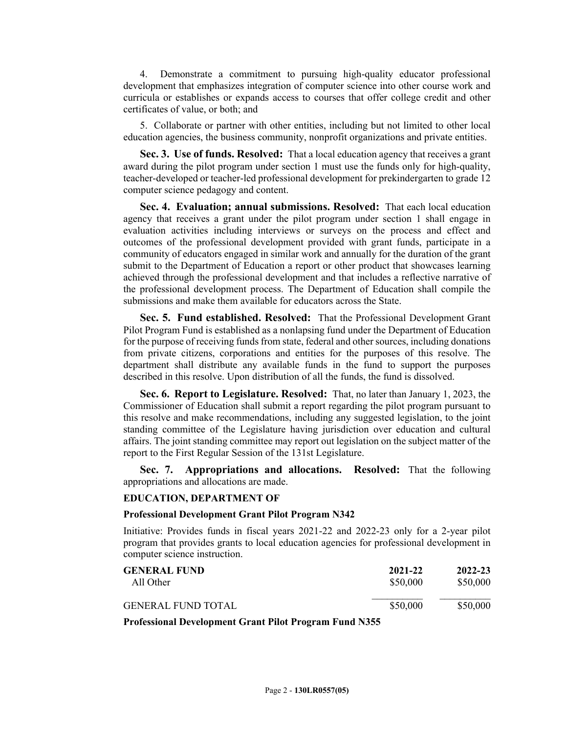4. Demonstrate a commitment to pursuing high-quality educator professional development that emphasizes integration of computer science into other course work and curricula or establishes or expands access to courses that offer college credit and other certificates of value, or both; and

5. Collaborate or partner with other entities, including but not limited to other local education agencies, the business community, nonprofit organizations and private entities.

**Sec. 3. Use of funds. Resolved:** That a local education agency that receives a grant award during the pilot program under section 1 must use the funds only for high-quality, teacher-developed or teacher-led professional development for prekindergarten to grade 12 computer science pedagogy and content.

**Sec. 4. Evaluation; annual submissions. Resolved:** That each local education agency that receives a grant under the pilot program under section 1 shall engage in evaluation activities including interviews or surveys on the process and effect and outcomes of the professional development provided with grant funds, participate in a community of educators engaged in similar work and annually for the duration of the grant submit to the Department of Education a report or other product that showcases learning achieved through the professional development and that includes a reflective narrative of the professional development process. The Department of Education shall compile the submissions and make them available for educators across the State.

**Sec. 5. Fund established. Resolved:** That the Professional Development Grant Pilot Program Fund is established as a nonlapsing fund under the Department of Education for the purpose of receiving funds from state, federal and other sources, including donations from private citizens, corporations and entities for the purposes of this resolve. The department shall distribute any available funds in the fund to support the purposes described in this resolve. Upon distribution of all the funds, the fund is dissolved.

**Sec. 6. Report to Legislature. Resolved:** That, no later than January 1, 2023, the Commissioner of Education shall submit a report regarding the pilot program pursuant to this resolve and make recommendations, including any suggested legislation, to the joint standing committee of the Legislature having jurisdiction over education and cultural affairs. The joint standing committee may report out legislation on the subject matter of the report to the First Regular Session of the 131st Legislature.

**Sec. 7. Appropriations and allocations. Resolved:** That the following appropriations and allocations are made.

**EDUCATION, DEPARTMENT OF**

**Professional Development Grant Pilot Program N342**

Initiative: Provides funds in fiscal years 2021-22 and 2022-23 only for a 2-year pilot program that provides grants to local education agencies for professional development in computer science instruction.

| **GENERAL FUND** | **2021-22** | **2022-23** |
|---|---|---|
| All Other | $50,000 | $50,000 |
| GENERAL FUND TOTAL | $50,000 | $50,000 |

**Professional Development Grant Pilot Program Fund N355**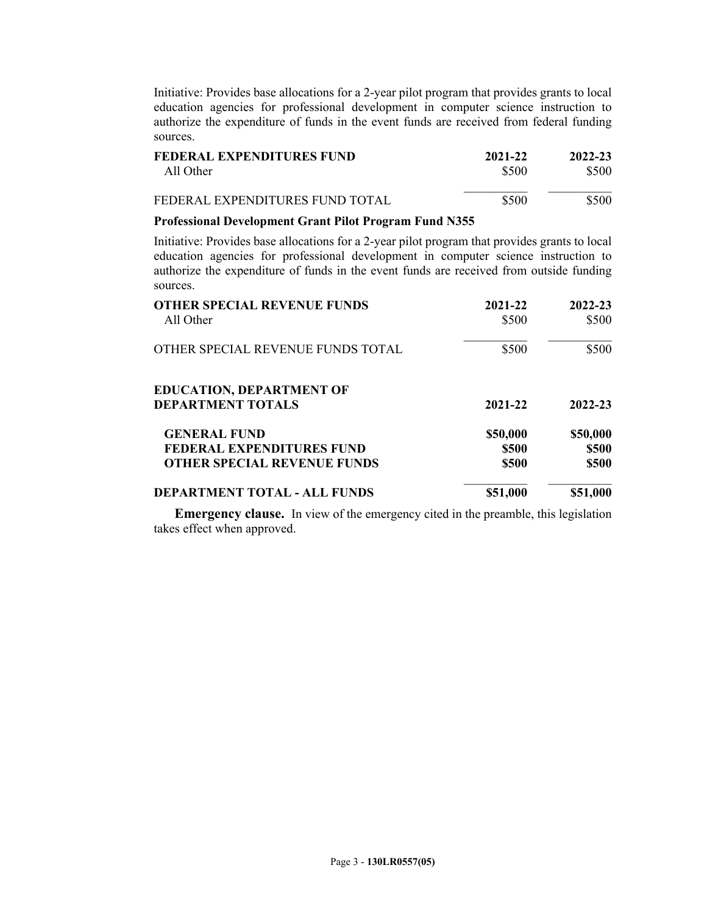Initiative: Provides base allocations for a 2-year pilot program that provides grants to local education agencies for professional development in computer science instruction to authorize the expenditure of funds in the event funds are received from federal funding sources.

| FEDERAL EXPENDITURES FUND | 2021-22 | 2022-23 |
|---|---|---|
| All Other | $500 | $500 |
| FEDERAL EXPENDITURES FUND TOTAL | $500 | $500 |

**Professional Development Grant Pilot Program Fund N355**

Initiative: Provides base allocations for a 2-year pilot program that provides grants to local education agencies for professional development in computer science instruction to authorize the expenditure of funds in the event funds are received from outside funding sources.

| OTHER SPECIAL REVENUE FUNDS | 2021-22 | 2022-23 |
|---|---|---|
| All Other | $500 | $500 |
| OTHER SPECIAL REVENUE FUNDS TOTAL | $500 | $500 |

| EDUCATION, DEPARTMENT OF DEPARTMENT TOTALS | 2021-22 | 2022-23 |
|---|---|---|
| **GENERAL FUND** | **$50,000** | **$50,000** |
| **FEDERAL EXPENDITURES FUND** | **$500** | **$500** |
| **OTHER SPECIAL REVENUE FUNDS** | **$500** | **$500** |
| **DEPARTMENT TOTAL - ALL FUNDS** | **$51,000** | **$51,000** |

**Emergency clause.** In view of the emergency cited in the preamble, this legislation takes effect when approved.